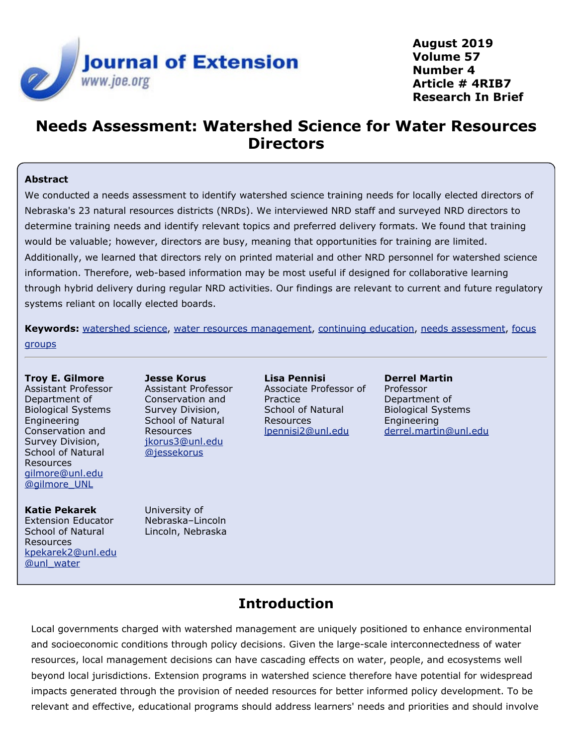August 2019
Volume 57
Number 4
Article # 4RIB7
Research In Brief

# Needs Assessment: Watershed Science for Water Resources Directors

**Abstract**

We conducted a needs assessment to identify watershed science training needs for locally elected directors of Nebraska's 23 natural resources districts (NRDs). We interviewed NRD staff and surveyed NRD directors to determine training needs and identify relevant topics and preferred delivery formats. We found that training would be valuable; however, directors are busy, meaning that opportunities for training are limited. Additionally, we learned that directors rely on printed material and other NRD personnel for watershed science information. Therefore, web-based information may be most useful if designed for collaborative learning through hybrid delivery during regular NRD activities. Our findings are relevant to current and future regulatory systems reliant on locally elected boards.

**Keywords:** watershed science, water resources management, continuing education, needs assessment, focus groups

**Troy E. Gilmore**
Assistant Professor
Department of Biological Systems Engineering
Conservation and Survey Division, School of Natural Resources
gilmore@unl.edu
@gilmore_UNL

**Jesse Korus**
Assistant Professor
Conservation and Survey Division, School of Natural Resources
jkorus3@unl.edu
@jessekorus

**Lisa Pennisi**
Associate Professor of Practice
School of Natural Resources
lpennisi2@unl.edu

**Derrel Martin**
Professor
Department of Biological Systems Engineering
derrel.martin@unl.edu

**Katie Pekarek**
Extension Educator
School of Natural Resources
kpekarek2@unl.edu
@unl_water

University of Nebraska–Lincoln
Lincoln, Nebraska

## Introduction

Local governments charged with watershed management are uniquely positioned to enhance environmental and socioeconomic conditions through policy decisions. Given the large-scale interconnectedness of water resources, local management decisions can have cascading effects on water, people, and ecosystems well beyond local jurisdictions. Extension programs in watershed science therefore have potential for widespread impacts generated through the provision of needed resources for better informed policy development. To be relevant and effective, educational programs should address learners' needs and priorities and should involve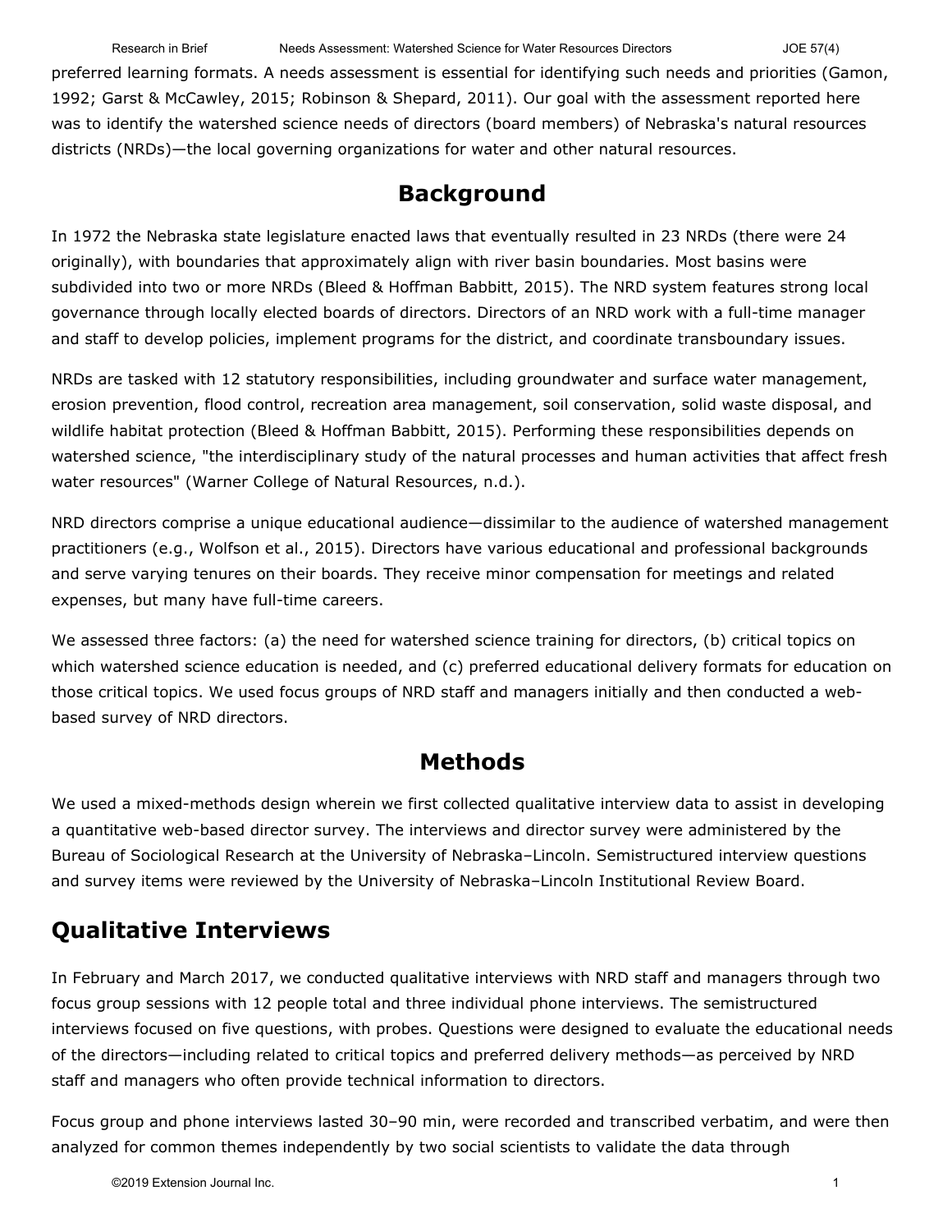preferred learning formats. A needs assessment is essential for identifying such needs and priorities (Gamon, 1992; Garst & McCawley, 2015; Robinson & Shepard, 2011). Our goal with the assessment reported here was to identify the watershed science needs of directors (board members) of Nebraska's natural resources districts (NRDs)—the local governing organizations for water and other natural resources.

# Background

In 1972 the Nebraska state legislature enacted laws that eventually resulted in 23 NRDs (there were 24 originally), with boundaries that approximately align with river basin boundaries. Most basins were subdivided into two or more NRDs (Bleed & Hoffman Babbitt, 2015). The NRD system features strong local governance through locally elected boards of directors. Directors of an NRD work with a full-time manager and staff to develop policies, implement programs for the district, and coordinate transboundary issues.

NRDs are tasked with 12 statutory responsibilities, including groundwater and surface water management, erosion prevention, flood control, recreation area management, soil conservation, solid waste disposal, and wildlife habitat protection (Bleed & Hoffman Babbitt, 2015). Performing these responsibilities depends on watershed science, "the interdisciplinary study of the natural processes and human activities that affect fresh water resources" (Warner College of Natural Resources, n.d.).

NRD directors comprise a unique educational audience—dissimilar to the audience of watershed management practitioners (e.g., Wolfson et al., 2015). Directors have various educational and professional backgrounds and serve varying tenures on their boards. They receive minor compensation for meetings and related expenses, but many have full-time careers.

We assessed three factors: (a) the need for watershed science training for directors, (b) critical topics on which watershed science education is needed, and (c) preferred educational delivery formats for education on those critical topics. We used focus groups of NRD staff and managers initially and then conducted a web-based survey of NRD directors.

# Methods

We used a mixed-methods design wherein we first collected qualitative interview data to assist in developing a quantitative web-based director survey. The interviews and director survey were administered by the Bureau of Sociological Research at the University of Nebraska–Lincoln. Semistructured interview questions and survey items were reviewed by the University of Nebraska–Lincoln Institutional Review Board.

## Qualitative Interviews

In February and March 2017, we conducted qualitative interviews with NRD staff and managers through two focus group sessions with 12 people total and three individual phone interviews. The semistructured interviews focused on five questions, with probes. Questions were designed to evaluate the educational needs of the directors—including related to critical topics and preferred delivery methods—as perceived by NRD staff and managers who often provide technical information to directors.

Focus group and phone interviews lasted 30–90 min, were recorded and transcribed verbatim, and were then analyzed for common themes independently by two social scientists to validate the data through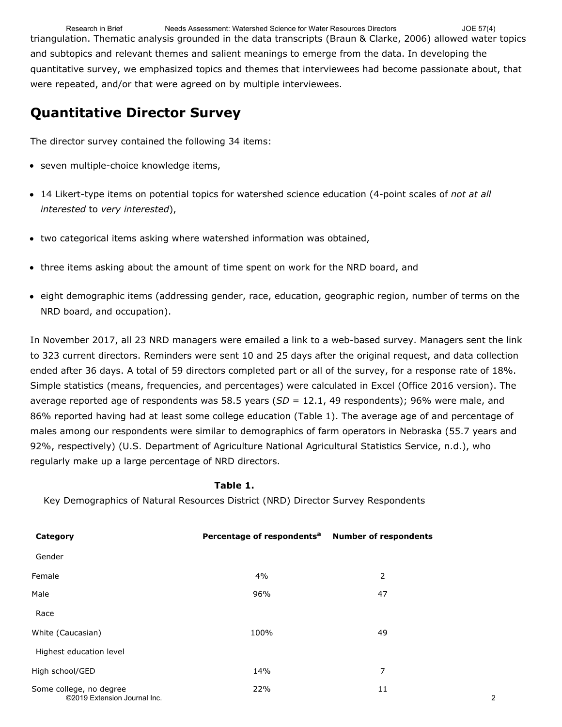triangulation. Thematic analysis grounded in the data transcripts (Braun & Clarke, 2006) allowed water topics and subtopics and relevant themes and salient meanings to emerge from the data. In developing the quantitative survey, we emphasized topics and themes that interviewees had become passionate about, that were repeated, and/or that were agreed on by multiple interviewees.

## Quantitative Director Survey

The director survey contained the following 34 items:

- seven multiple-choice knowledge items,
- 14 Likert-type items on potential topics for watershed science education (4-point scales of *not at all interested* to *very interested*),
- two categorical items asking where watershed information was obtained,
- three items asking about the amount of time spent on work for the NRD board, and
- eight demographic items (addressing gender, race, education, geographic region, number of terms on the NRD board, and occupation).

In November 2017, all 23 NRD managers were emailed a link to a web-based survey. Managers sent the link to 323 current directors. Reminders were sent 10 and 25 days after the original request, and data collection ended after 36 days. A total of 59 directors completed part or all of the survey, for a response rate of 18%. Simple statistics (means, frequencies, and percentages) were calculated in Excel (Office 2016 version). The average reported age of respondents was 58.5 years (*SD* = 12.1, 49 respondents); 96% were male, and 86% reported having had at least some college education (Table 1). The average age of and percentage of males among our respondents were similar to demographics of farm operators in Nebraska (55.7 years and 92%, respectively) (U.S. Department of Agriculture National Agricultural Statistics Service, n.d.), who regularly make up a large percentage of NRD directors.

**Table 1.**
Key Demographics of Natural Resources District (NRD) Director Survey Respondents

| Category | Percentage of respondents[a] | Number of respondents |
|---|---|---|
| Gender | | |
| Female | 4% | 2 |
| Male | 96% | 47 |
| Race | | |
| White (Caucasian) | 100% | 49 |
| Highest education level | | |
| High school/GED | 14% | 7 |
| Some college, no degree | 22% | 11 |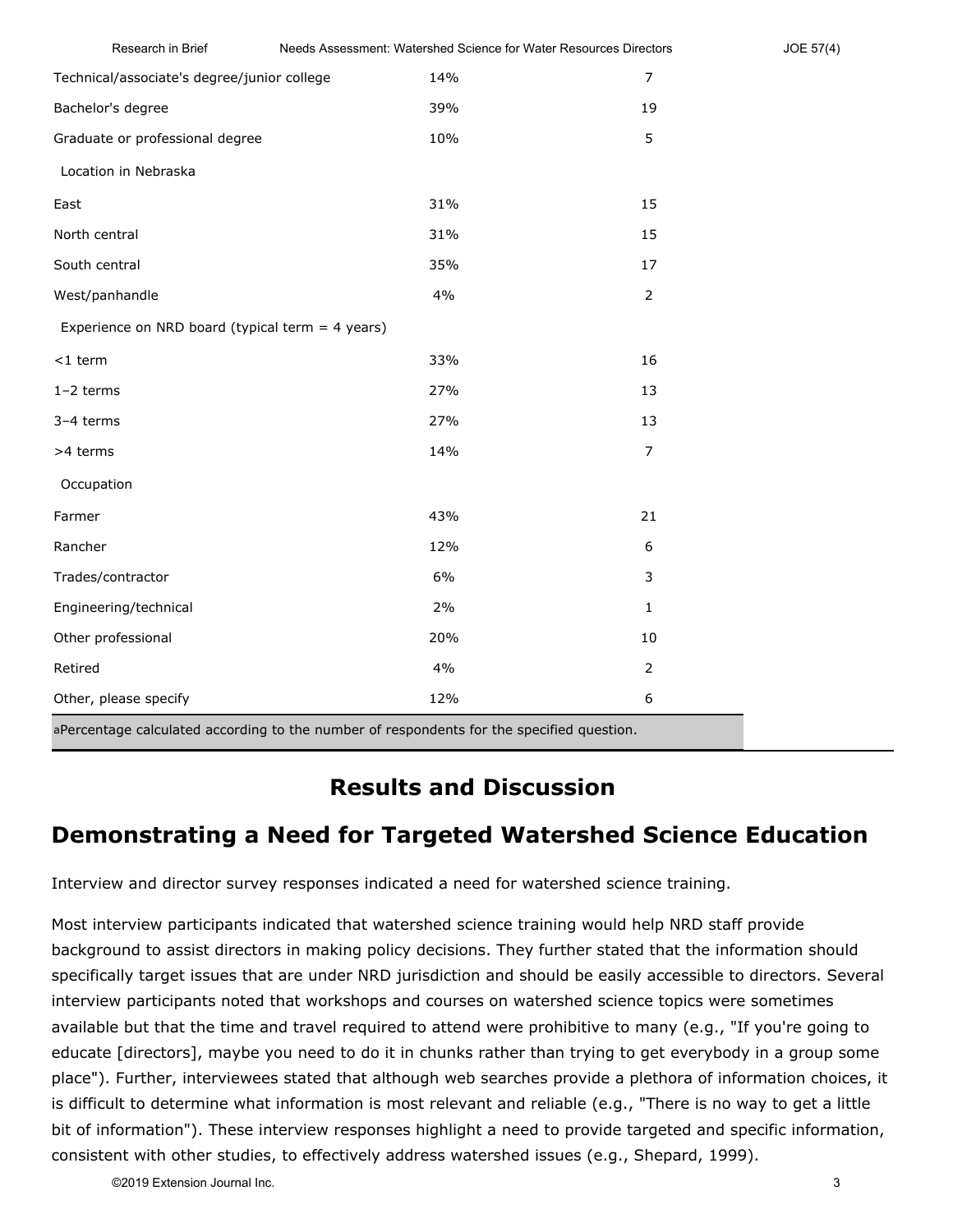| | | |
|---|---|---|
| Technical/associate's degree/junior college | 14% | 7 |
| Bachelor's degree | 39% | 19 |
| Graduate or professional degree | 10% | 5 |
| Location in Nebraska | | |
| East | 31% | 15 |
| North central | 31% | 15 |
| South central | 35% | 17 |
| West/panhandle | 4% | 2 |
| Experience on NRD board (typical term = 4 years) | | |
| <1 term | 33% | 16 |
| 1–2 terms | 27% | 13 |
| 3–4 terms | 27% | 13 |
| >4 terms | 14% | 7 |
| Occupation | | |
| Farmer | 43% | 21 |
| Rancher | 12% | 6 |
| Trades/contractor | 6% | 3 |
| Engineering/technical | 2% | 1 |
| Other professional | 20% | 10 |
| Retired | 4% | 2 |
| Other, please specify | 12% | 6 |

[a]Percentage calculated according to the number of respondents for the specified question.

# Results and Discussion

## Demonstrating a Need for Targeted Watershed Science Education

Interview and director survey responses indicated a need for watershed science training.

Most interview participants indicated that watershed science training would help NRD staff provide background to assist directors in making policy decisions. They further stated that the information should specifically target issues that are under NRD jurisdiction and should be easily accessible to directors. Several interview participants noted that workshops and courses on watershed science topics were sometimes available but that the time and travel required to attend were prohibitive to many (e.g., "If you're going to educate [directors], maybe you need to do it in chunks rather than trying to get everybody in a group some place"). Further, interviewees stated that although web searches provide a plethora of information choices, it is difficult to determine what information is most relevant and reliable (e.g., "There is no way to get a little bit of information"). These interview responses highlight a need to provide targeted and specific information, consistent with other studies, to effectively address watershed issues (e.g., Shepard, 1999).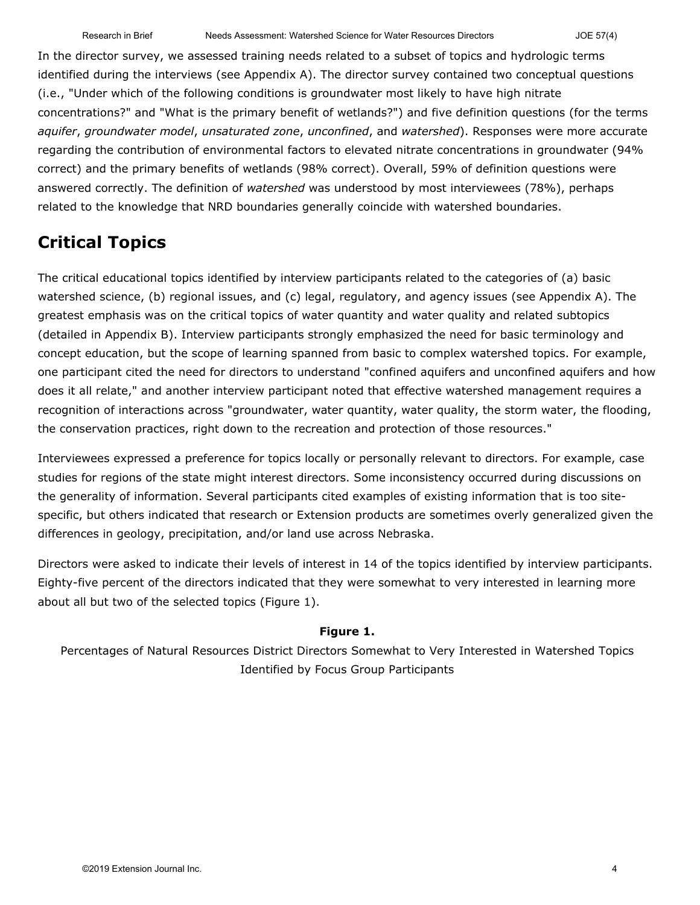In the director survey, we assessed training needs related to a subset of topics and hydrologic terms identified during the interviews (see Appendix A). The director survey contained two conceptual questions (i.e., "Under which of the following conditions is groundwater most likely to have high nitrate concentrations?" and "What is the primary benefit of wetlands?") and five definition questions (for the terms *aquifer*, *groundwater model*, *unsaturated zone*, *unconfined*, and *watershed*). Responses were more accurate regarding the contribution of environmental factors to elevated nitrate concentrations in groundwater (94% correct) and the primary benefits of wetlands (98% correct). Overall, 59% of definition questions were answered correctly. The definition of *watershed* was understood by most interviewees (78%), perhaps related to the knowledge that NRD boundaries generally coincide with watershed boundaries.

## Critical Topics

The critical educational topics identified by interview participants related to the categories of (a) basic watershed science, (b) regional issues, and (c) legal, regulatory, and agency issues (see Appendix A). The greatest emphasis was on the critical topics of water quantity and water quality and related subtopics (detailed in Appendix B). Interview participants strongly emphasized the need for basic terminology and concept education, but the scope of learning spanned from basic to complex watershed topics. For example, one participant cited the need for directors to understand "confined aquifers and unconfined aquifers and how does it all relate," and another interview participant noted that effective watershed management requires a recognition of interactions across "groundwater, water quantity, water quality, the storm water, the flooding, the conservation practices, right down to the recreation and protection of those resources."

Interviewees expressed a preference for topics locally or personally relevant to directors. For example, case studies for regions of the state might interest directors. Some inconsistency occurred during discussions on the generality of information. Several participants cited examples of existing information that is too site-specific, but others indicated that research or Extension products are sometimes overly generalized given the differences in geology, precipitation, and/or land use across Nebraska.

Directors were asked to indicate their levels of interest in 14 of the topics identified by interview participants. Eighty-five percent of the directors indicated that they were somewhat to very interested in learning more about all but two of the selected topics (Figure 1).

**Figure 1.**

Percentages of Natural Resources District Directors Somewhat to Very Interested in Watershed Topics Identified by Focus Group Participants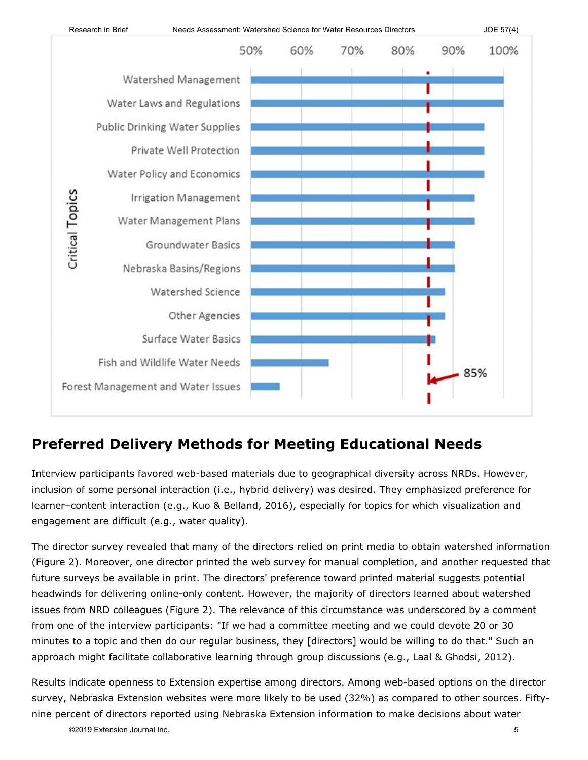## Preferred Delivery Methods for Meeting Educational Needs

Interview participants favored web-based materials due to geographical diversity across NRDs. However, inclusion of some personal interaction (i.e., hybrid delivery) was desired. They emphasized preference for learner–content interaction (e.g., Kuo & Belland, 2016), especially for topics for which visualization and engagement are difficult (e.g., water quality).

The director survey revealed that many of the directors relied on print media to obtain watershed information (Figure 2). Moreover, one director printed the web survey for manual completion, and another requested that future surveys be available in print. The directors' preference toward printed material suggests potential headwinds for delivering online-only content. However, the majority of directors learned about watershed issues from NRD colleagues (Figure 2). The relevance of this circumstance was underscored by a comment from one of the interview participants: "If we had a committee meeting and we could devote 20 or 30 minutes to a topic and then do our regular business, they [directors] would be willing to do that." Such an approach might facilitate collaborative learning through group discussions (e.g., Laal & Ghodsi, 2012).

Results indicate openness to Extension expertise among directors. Among web-based options on the director survey, Nebraska Extension websites were more likely to be used (32%) as compared to other sources. Fifty-nine percent of directors reported using Nebraska Extension information to make decisions about water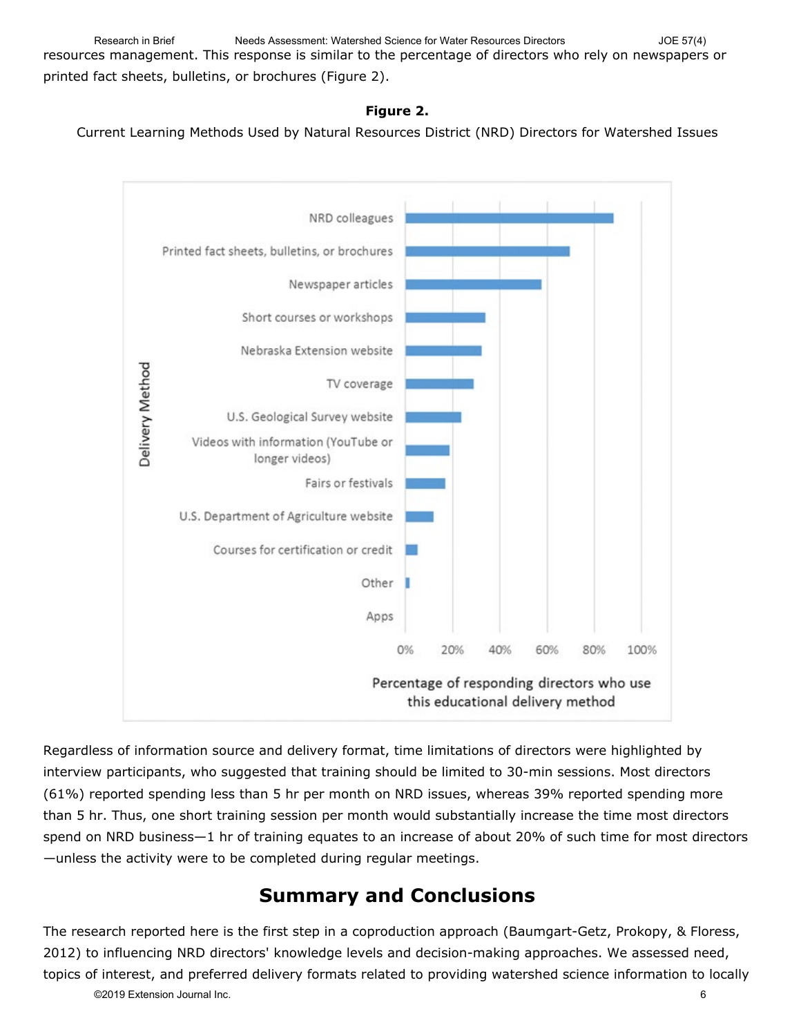resources management. This response is similar to the percentage of directors who rely on newspapers or printed fact sheets, bulletins, or brochures (Figure 2).

**Figure 2.**
Current Learning Methods Used by Natural Resources District (NRD) Directors for Watershed Issues

Regardless of information source and delivery format, time limitations of directors were highlighted by interview participants, who suggested that training should be limited to 30-min sessions. Most directors (61%) reported spending less than 5 hr per month on NRD issues, whereas 39% reported spending more than 5 hr. Thus, one short training session per month would substantially increase the time most directors spend on NRD business—1 hr of training equates to an increase of about 20% of such time for most directors—unless the activity were to be completed during regular meetings.

## Summary and Conclusions

The research reported here is the first step in a coproduction approach (Baumgart-Getz, Prokopy, & Floress, 2012) to influencing NRD directors' knowledge levels and decision-making approaches. We assessed need, topics of interest, and preferred delivery formats related to providing watershed science information to locally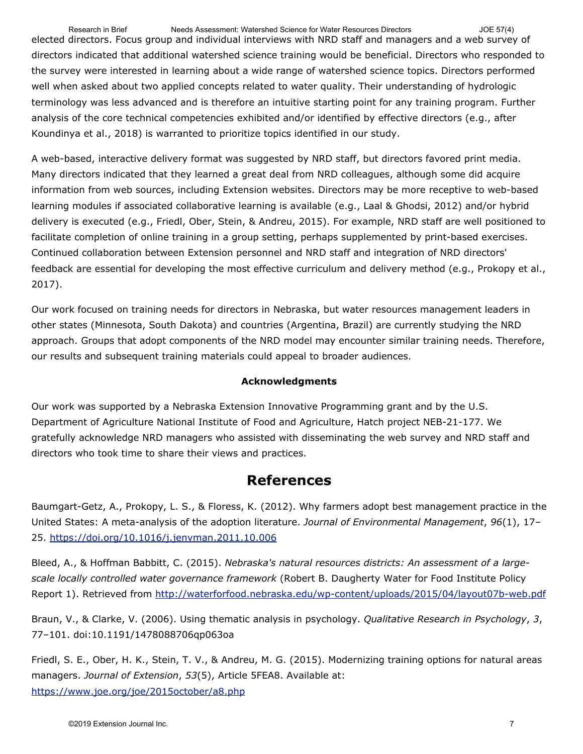elected directors. Focus group and individual interviews with NRD staff and managers and a web survey of directors indicated that additional watershed science training would be beneficial. Directors who responded to the survey were interested in learning about a wide range of watershed science topics. Directors performed well when asked about two applied concepts related to water quality. Their understanding of hydrologic terminology was less advanced and is therefore an intuitive starting point for any training program. Further analysis of the core technical competencies exhibited and/or identified by effective directors (e.g., after Koundinya et al., 2018) is warranted to prioritize topics identified in our study.

A web-based, interactive delivery format was suggested by NRD staff, but directors favored print media. Many directors indicated that they learned a great deal from NRD colleagues, although some did acquire information from web sources, including Extension websites. Directors may be more receptive to web-based learning modules if associated collaborative learning is available (e.g., Laal & Ghodsi, 2012) and/or hybrid delivery is executed (e.g., Friedl, Ober, Stein, & Andreu, 2015). For example, NRD staff are well positioned to facilitate completion of online training in a group setting, perhaps supplemented by print-based exercises. Continued collaboration between Extension personnel and NRD staff and integration of NRD directors' feedback are essential for developing the most effective curriculum and delivery method (e.g., Prokopy et al., 2017).

Our work focused on training needs for directors in Nebraska, but water resources management leaders in other states (Minnesota, South Dakota) and countries (Argentina, Brazil) are currently studying the NRD approach. Groups that adopt components of the NRD model may encounter similar training needs. Therefore, our results and subsequent training materials could appeal to broader audiences.

### Acknowledgments

Our work was supported by a Nebraska Extension Innovative Programming grant and by the U.S. Department of Agriculture National Institute of Food and Agriculture, Hatch project NEB-21-177. We gratefully acknowledge NRD managers who assisted with disseminating the web survey and NRD staff and directors who took time to share their views and practices.

## References

Baumgart-Getz, A., Prokopy, L. S., & Floress, K. (2012). Why farmers adopt best management practice in the United States: A meta-analysis of the adoption literature. *Journal of Environmental Management*, *96*(1), 17–25. https://doi.org/10.1016/j.jenvman.2011.10.006

Bleed, A., & Hoffman Babbitt, C. (2015). *Nebraska's natural resources districts: An assessment of a large-scale locally controlled water governance framework* (Robert B. Daugherty Water for Food Institute Policy Report 1). Retrieved from http://waterforfood.nebraska.edu/wp-content/uploads/2015/04/layout07b-web.pdf

Braun, V., & Clarke, V. (2006). Using thematic analysis in psychology. *Qualitative Research in Psychology*, *3*, 77–101. doi:10.1191/1478088706qp063oa

Friedl, S. E., Ober, H. K., Stein, T. V., & Andreu, M. G. (2015). Modernizing training options for natural areas managers. *Journal of Extension*, *53*(5), Article 5FEA8. Available at: https://www.joe.org/joe/2015october/a8.php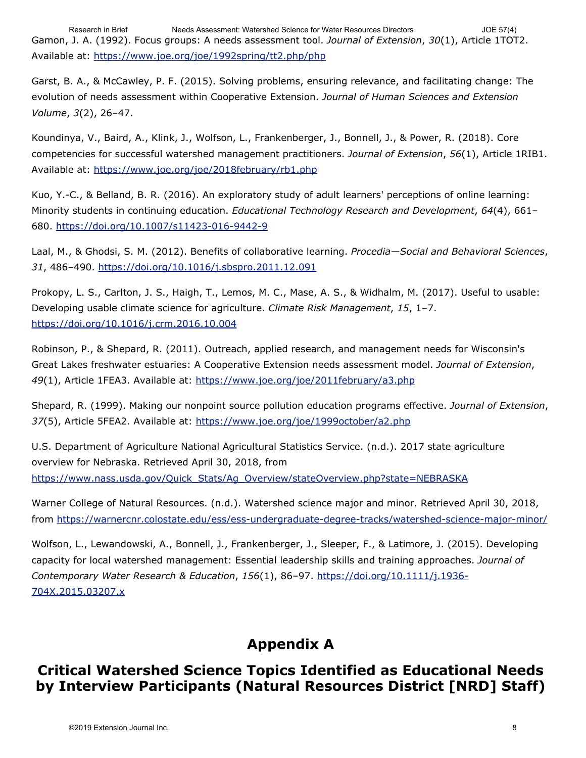Gamon, J. A. (1992). Focus groups: A needs assessment tool. *Journal of Extension*, *30*(1), Article 1TOT2. Available at: https://www.joe.org/joe/1992spring/tt2.php/php

Garst, B. A., & McCawley, P. F. (2015). Solving problems, ensuring relevance, and facilitating change: The evolution of needs assessment within Cooperative Extension. *Journal of Human Sciences and Extension Volume*, *3*(2), 26–47.

Koundinya, V., Baird, A., Klink, J., Wolfson, L., Frankenberger, J., Bonnell, J., & Power, R. (2018). Core competencies for successful watershed management practitioners. *Journal of Extension*, *56*(1), Article 1RIB1. Available at: https://www.joe.org/joe/2018february/rb1.php

Kuo, Y.-C., & Belland, B. R. (2016). An exploratory study of adult learners' perceptions of online learning: Minority students in continuing education. *Educational Technology Research and Development*, *64*(4), 661–680. https://doi.org/10.1007/s11423-016-9442-9

Laal, M., & Ghodsi, S. M. (2012). Benefits of collaborative learning. *Procedia—Social and Behavioral Sciences*, *31*, 486–490. https://doi.org/10.1016/j.sbspro.2011.12.091

Prokopy, L. S., Carlton, J. S., Haigh, T., Lemos, M. C., Mase, A. S., & Widhalm, M. (2017). Useful to usable: Developing usable climate science for agriculture. *Climate Risk Management*, *15*, 1–7. https://doi.org/10.1016/j.crm.2016.10.004

Robinson, P., & Shepard, R. (2011). Outreach, applied research, and management needs for Wisconsin's Great Lakes freshwater estuaries: A Cooperative Extension needs assessment model. *Journal of Extension*, *49*(1), Article 1FEA3. Available at: https://www.joe.org/joe/2011february/a3.php

Shepard, R. (1999). Making our nonpoint source pollution education programs effective. *Journal of Extension*, *37*(5), Article 5FEA2. Available at: https://www.joe.org/joe/1999october/a2.php

U.S. Department of Agriculture National Agricultural Statistics Service. (n.d.). 2017 state agriculture overview for Nebraska. Retrieved April 30, 2018, from https://www.nass.usda.gov/Quick_Stats/Ag_Overview/stateOverview.php?state=NEBRASKA

Warner College of Natural Resources. (n.d.). Watershed science major and minor. Retrieved April 30, 2018, from https://warnercnr.colostate.edu/ess/ess-undergraduate-degree-tracks/watershed-science-major-minor/

Wolfson, L., Lewandowski, A., Bonnell, J., Frankenberger, J., Sleeper, F., & Latimore, J. (2015). Developing capacity for local watershed management: Essential leadership skills and training approaches. *Journal of Contemporary Water Research & Education*, *156*(1), 86–97. https://doi.org/10.1111/j.1936-704X.2015.03207.x

# Appendix A

## Critical Watershed Science Topics Identified as Educational Needs by Interview Participants (Natural Resources District [NRD] Staff)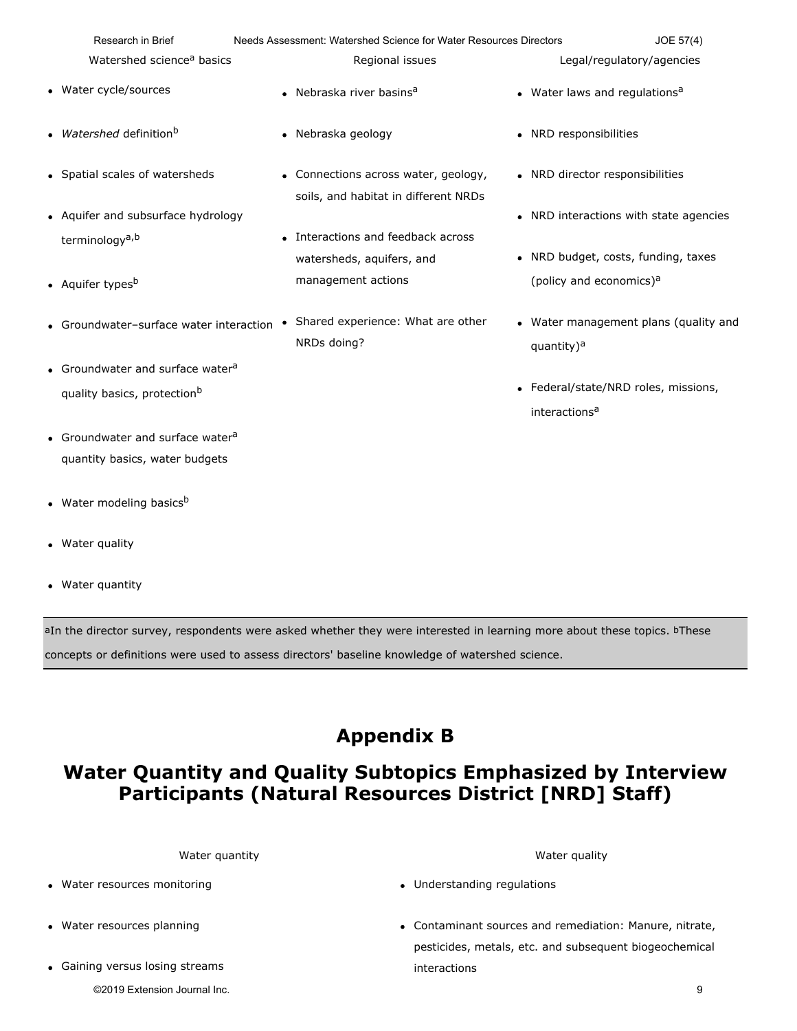| Watershed science[a] basics | Regional issues | Legal/regulatory/agencies |
|---|---|---|
| • Water cycle/sources | • Nebraska river basins[a] | • Water laws and regulations[a] |
| • *Watershed* definition[b] | • Nebraska geology | • NRD responsibilities |
| • Spatial scales of watersheds | • Connections across water, geology, soils, and habitat in different NRDs | • NRD director responsibilities |
| • Aquifer and subsurface hydrology terminology[a,b] | • Interactions and feedback across watersheds, aquifers, and management actions | • NRD interactions with state agencies |
| • Aquifer types[b] | • Shared experience: What are other NRDs doing? | • NRD budget, costs, funding, taxes (policy and economics)[a] |
| • Groundwater–surface water interaction | | • Water management plans (quality and quantity)[a] |
| • Groundwater and surface water[a] quality basics, protection[b] | | • Federal/state/NRD roles, missions, interactions[a] |
| • Groundwater and surface water[a] quantity basics, water budgets | | |
| • Water modeling basics[b] | | |
| • Water quality | | |
| • Water quantity | | |

[a]In the director survey, respondents were asked whether they were interested in learning more about these topics. [b]These concepts or definitions were used to assess directors' baseline knowledge of watershed science.

# Appendix B

## Water Quantity and Quality Subtopics Emphasized by Interview Participants (Natural Resources District [NRD] Staff)

| Water quantity | Water quality |
|---|---|
| • Water resources monitoring | • Understanding regulations |
| • Water resources planning | • Contaminant sources and remediation: Manure, nitrate, pesticides, metals, etc. and subsequent biogeochemical interactions |
| • Gaining versus losing streams | |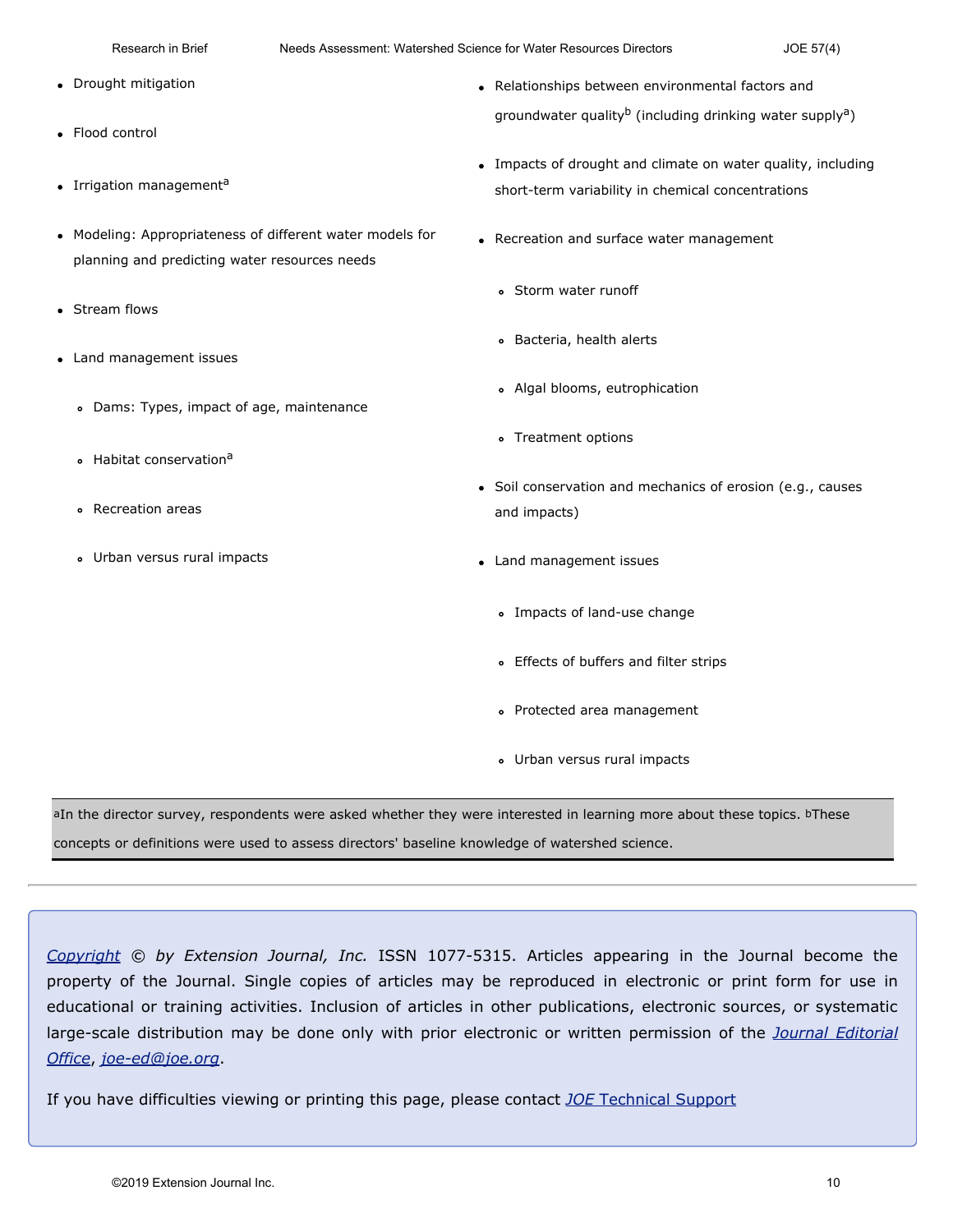- Drought mitigation
- Flood control
- Irrigation management[a]
- Modeling: Appropriateness of different water models for planning and predicting water resources needs
- Stream flows
- Land management issues
    - Dams: Types, impact of age, maintenance
    - Habitat conservation[a]
    - Recreation areas
    - Urban versus rural impacts

- Relationships between environmental factors and groundwater quality[b] (including drinking water supply[a])
- Impacts of drought and climate on water quality, including short-term variability in chemical concentrations
- Recreation and surface water management
    - Storm water runoff
    - Bacteria, health alerts
    - Algal blooms, eutrophication
    - Treatment options
- Soil conservation and mechanics of erosion (e.g., causes and impacts)
- Land management issues
    - Impacts of land-use change
    - Effects of buffers and filter strips
    - Protected area management
    - Urban versus rural impacts

[a]In the director survey, respondents were asked whether they were interested in learning more about these topics. [b]These concepts or definitions were used to assess directors' baseline knowledge of watershed science.

---

*Copyright* © *by Extension Journal, Inc.* ISSN 1077-5315. Articles appearing in the Journal become the property of the Journal. Single copies of articles may be reproduced in electronic or print form for use in educational or training activities. Inclusion of articles in other publications, electronic sources, or systematic large-scale distribution may be done only with prior electronic or written permission of the *Journal Editorial Office*, *joe-ed@joe.org*.

If you have difficulties viewing or printing this page, please contact *JOE* Technical Support